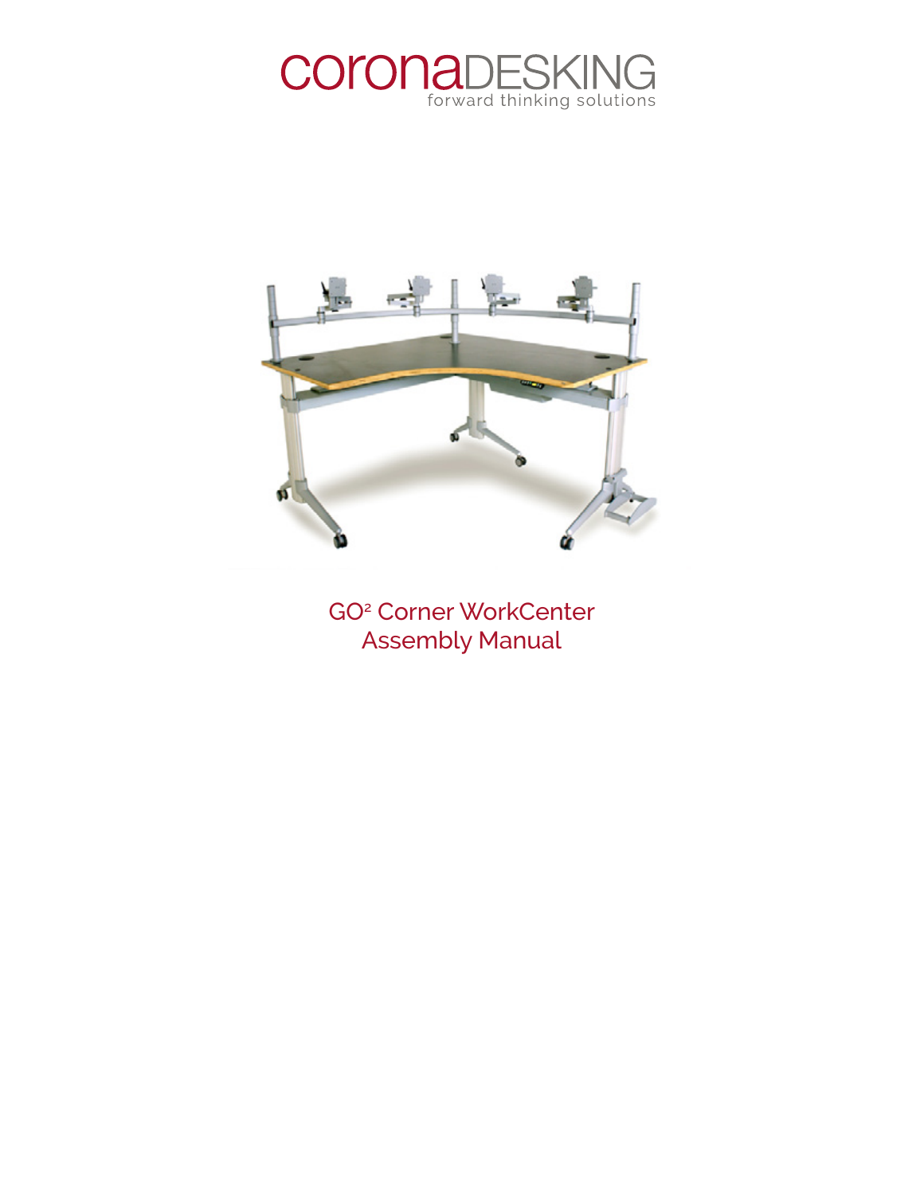coronaDESKING
forward thinking solutions

# GO² Corner WorkCenter Assembly Manual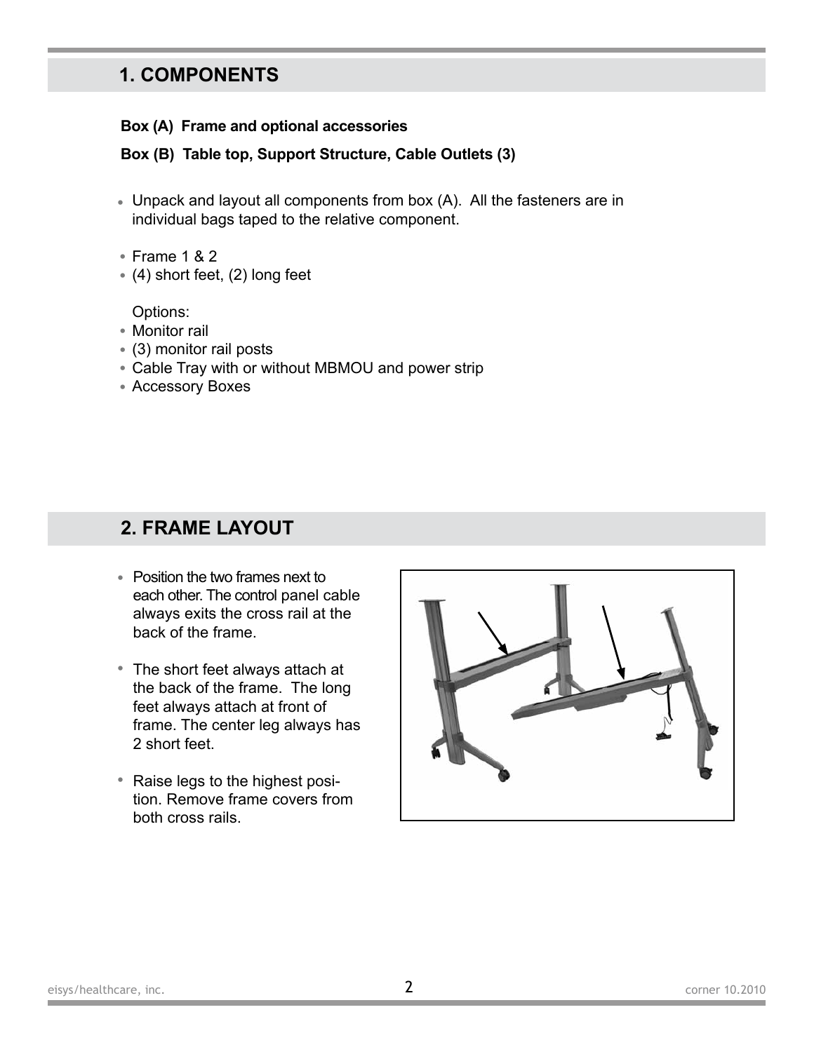## 1. COMPONENTS

**Box (A) Frame and optional accessories**

**Box (B) Table top, Support Structure, Cable Outlets (3)**

- Unpack and layout all components from box (A). All the fasteners are in individual bags taped to the relative component.

- Frame 1 & 2
- (4) short feet, (2) long feet

Options:

- Monitor rail
- (3) monitor rail posts
- Cable Tray with or without MBMOU and power strip
- Accessory Boxes

## 2. FRAME LAYOUT

- Position the two frames next to each other. The control panel cable always exits the cross rail at the back of the frame.

- The short feet always attach at the back of the frame. The long feet always attach at front of frame. The center leg always has 2 short feet.

- Raise legs to the highest position. Remove frame covers from both cross rails.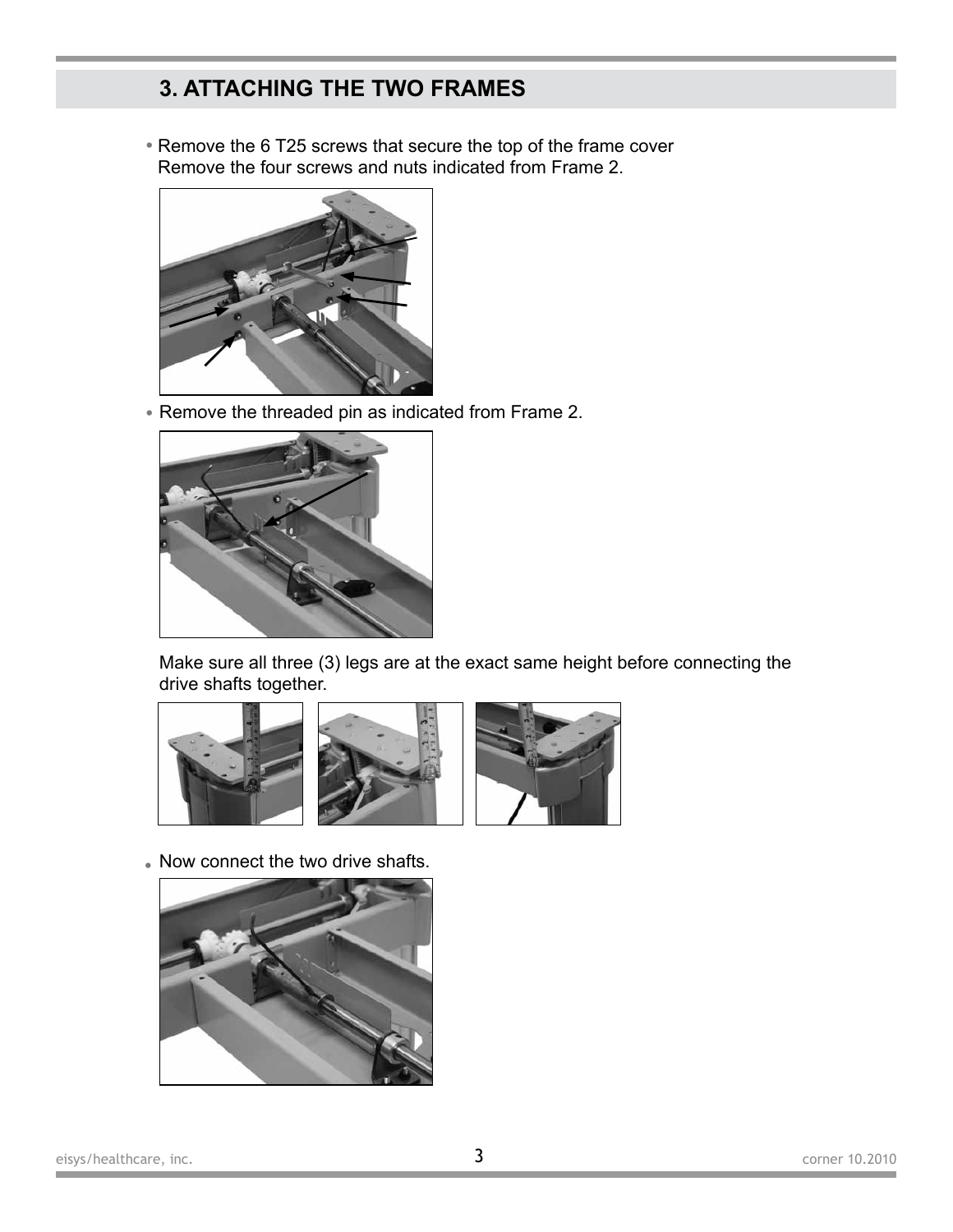## 3. ATTACHING THE TWO FRAMES

- Remove the 6 T25 screws that secure the top of the frame cover
  Remove the four screws and nuts indicated from Frame 2.

- Remove the threaded pin as indicated from Frame 2.

Make sure all three (3) legs are at the exact same height before connecting the drive shafts together.

- Now connect the two drive shafts.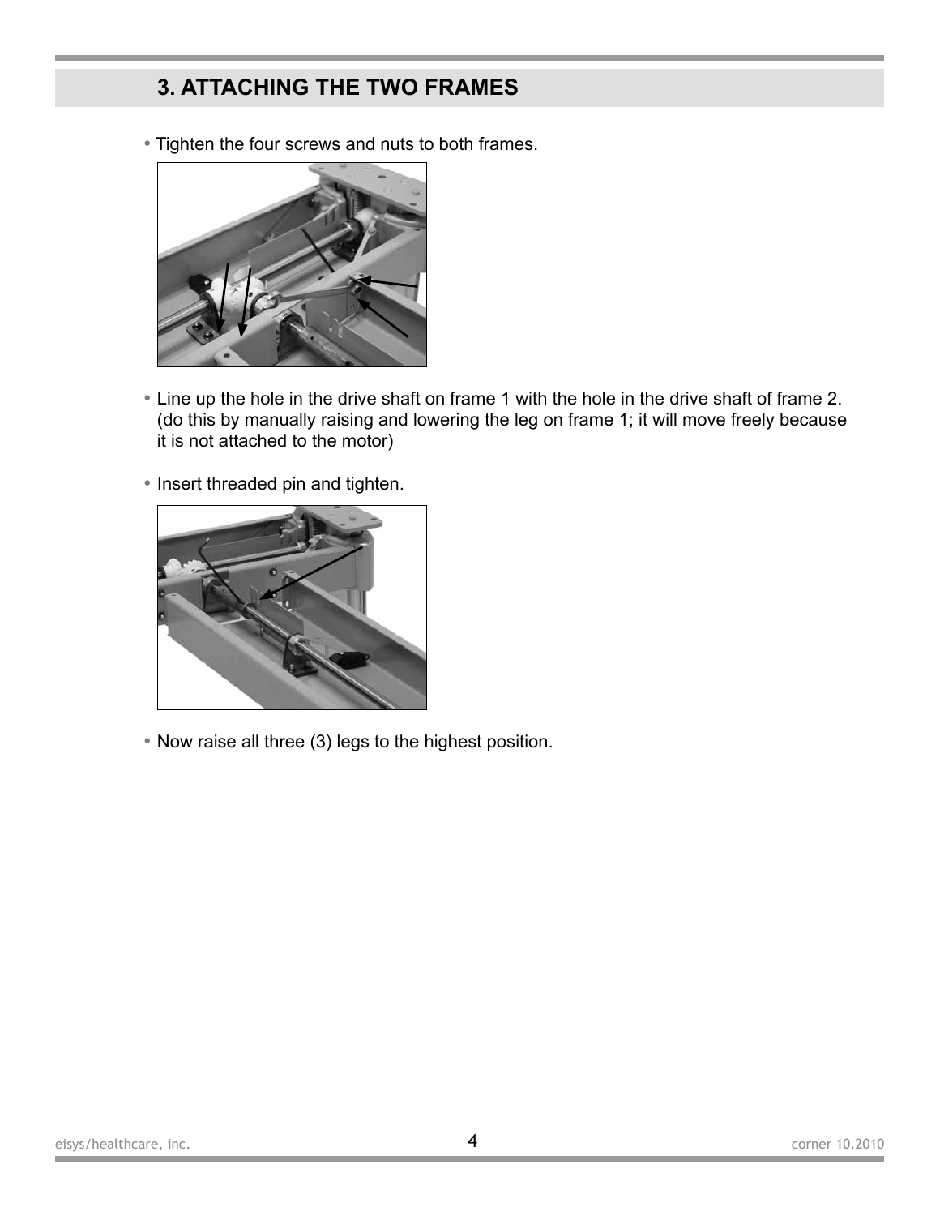## 3. ATTACHING THE TWO FRAMES

- Tighten the four screws and nuts to both frames.

- Line up the hole in the drive shaft on frame 1 with the hole in the drive shaft of frame 2. (do this by manually raising and lowering the leg on frame 1; it will move freely because it is not attached to the motor)

- Insert threaded pin and tighten.

- Now raise all three (3) legs to the highest position.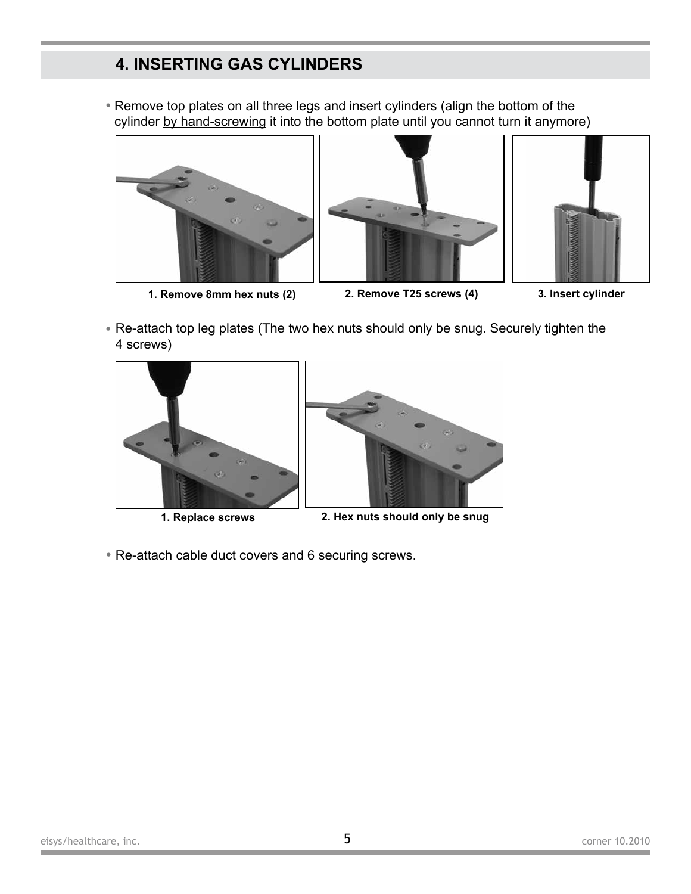## 4. INSERTING GAS CYLINDERS

- Remove top plates on all three legs and insert cylinders (align the bottom of the cylinder <u>by hand-screwing</u> it into the bottom plate until you cannot turn it anymore)

**1. Remove 8mm hex nuts (2)**

**2. Remove T25 screws (4)**

**3. Insert cylinder**

- Re-attach top leg plates (The two hex nuts should only be snug. Securely tighten the 4 screws)

**1. Replace screws**

**2. Hex nuts should only be snug**

- Re-attach cable duct covers and 6 securing screws.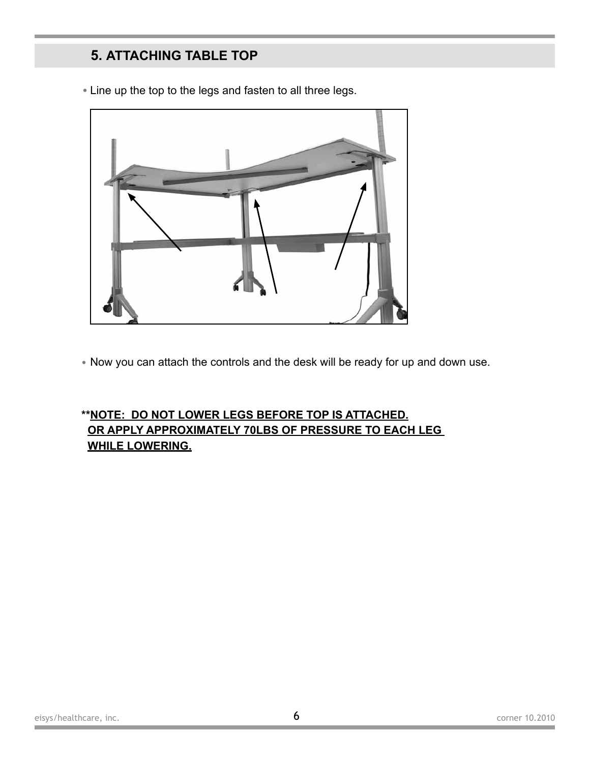## 5. ATTACHING TABLE TOP

- Line up the top to the legs and fasten to all three legs.

- Now you can attach the controls and the desk will be ready for up and down use.

**__**NOTE: DO NOT LOWER LEGS BEFORE TOP IS ATTACHED. OR APPLY APPROXIMATELY 70LBS OF PRESSURE TO EACH LEG WHILE LOWERING.__**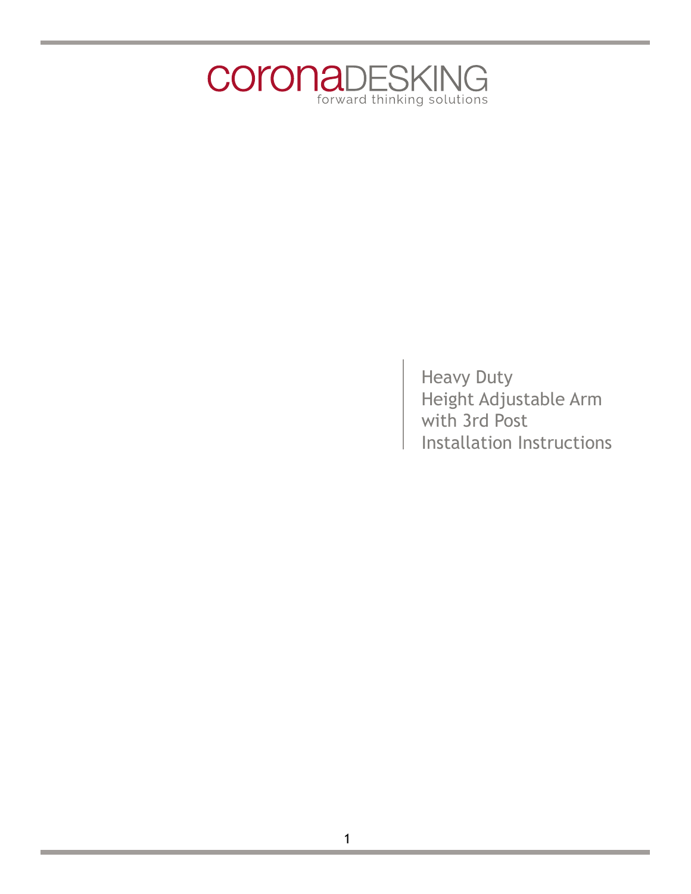# coronaDESKING

forward thinking solutions

Heavy Duty
Height Adjustable Arm
with 3rd Post
Installation Instructions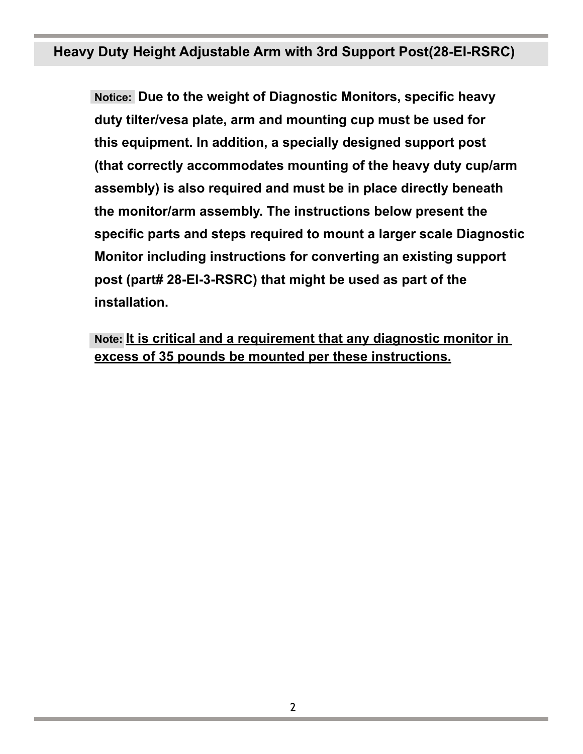## Heavy Duty Height Adjustable Arm with 3rd Support Post(28-EI-RSRC)

**Notice:** **Due to the weight of Diagnostic Monitors, specific heavy duty tilter/vesa plate, arm and mounting cup must be used for this equipment. In addition, a specially designed support post (that correctly accommodates mounting of the heavy duty cup/arm assembly) is also required and must be in place directly beneath the monitor/arm assembly. The instructions below present the specific parts and steps required to mount a larger scale Diagnostic Monitor including instructions for converting an existing support post (part# 28-EI-3-RSRC) that might be used as part of the installation.**

**Note:** <u>**It is critical and a requirement that any diagnostic monitor in excess of 35 pounds be mounted per these instructions.**</u>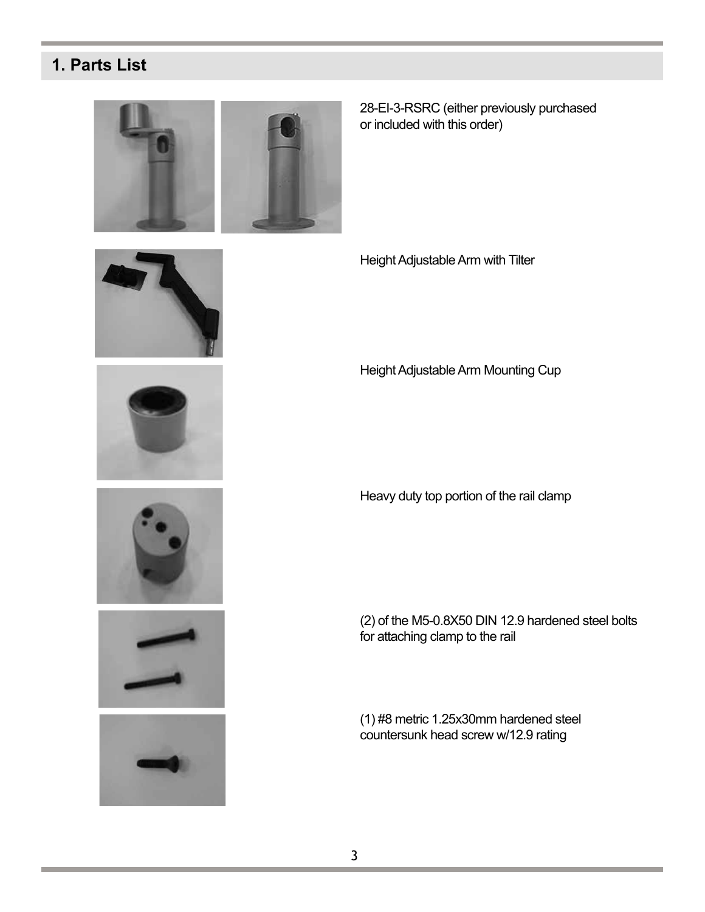# 1. Parts List

28-EI-3-RSRC (either previously purchased or included with this order)

Height Adjustable Arm with Tilter

Height Adjustable Arm Mounting Cup

Heavy duty top portion of the rail clamp

(2) of the M5-0.8X50 DIN 12.9 hardened steel bolts for attaching clamp to the rail

(1) #8 metric 1.25x30mm hardened steel countersunk head screw w/12.9 rating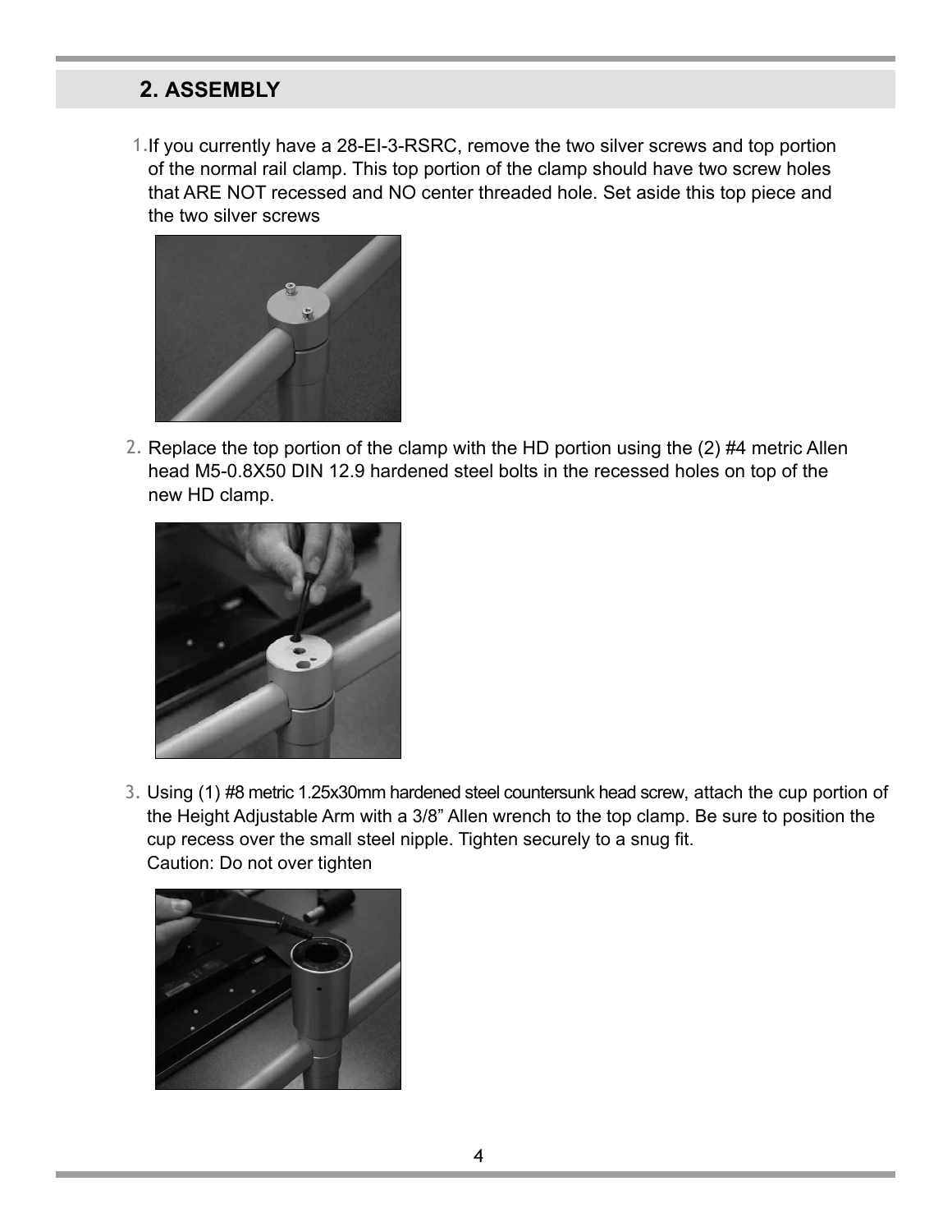## 2. ASSEMBLY

1. If you currently have a 28-EI-3-RSRC, remove the two silver screws and top portion of the normal rail clamp. This top portion of the clamp should have two screw holes that ARE NOT recessed and NO center threaded hole. Set aside this top piece and the two silver screws

2. Replace the top portion of the clamp with the HD portion using the (2) #4 metric Allen head M5-0.8X50 DIN 12.9 hardened steel bolts in the recessed holes on top of the new HD clamp.

3. Using (1) #8 metric 1.25x30mm hardened steel countersunk head screw, attach the cup portion of the Height Adjustable Arm with a 3/8" Allen wrench to the top clamp. Be sure to position the cup recess over the small steel nipple. Tighten securely to a snug fit.
   Caution: Do not over tighten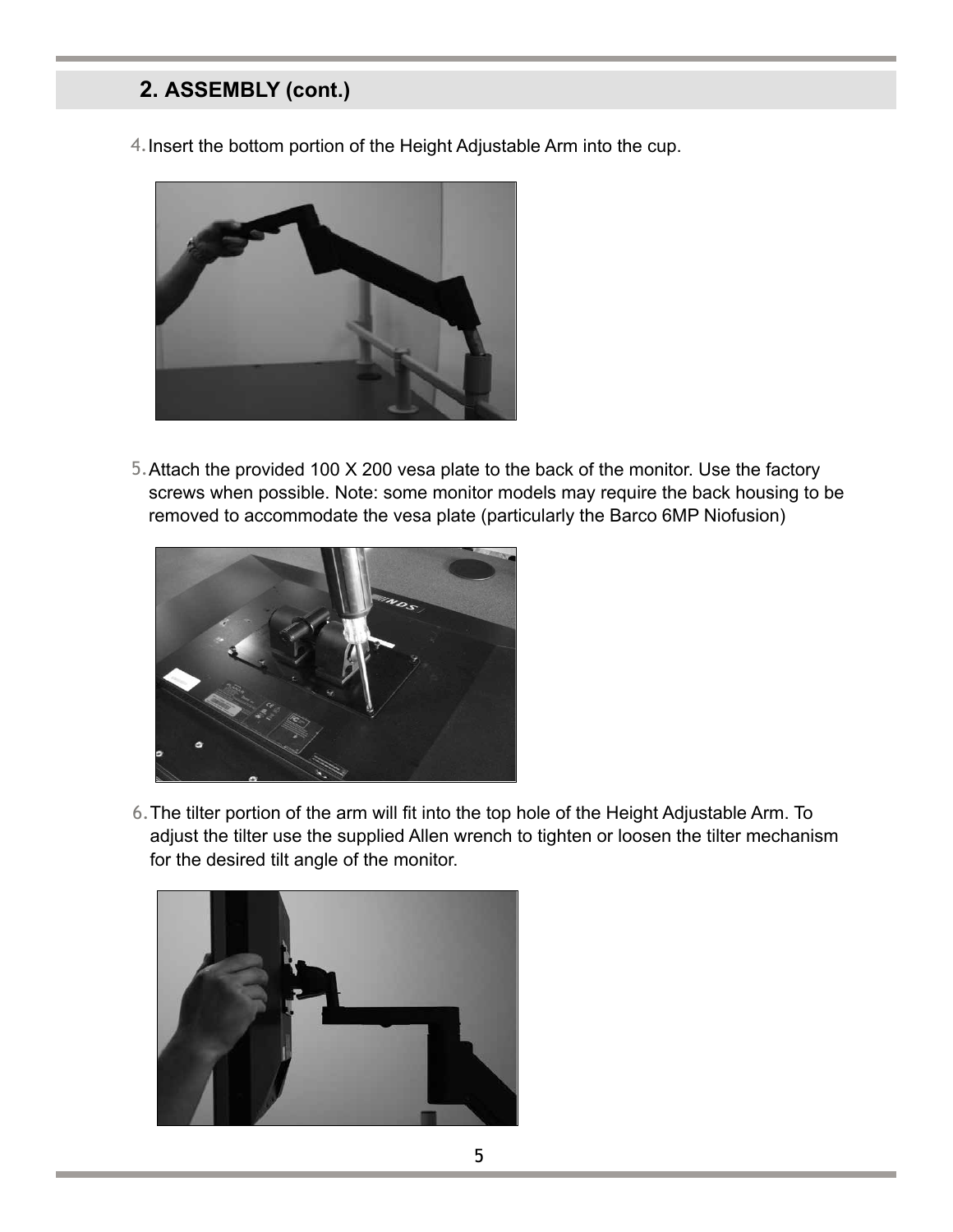## 2. ASSEMBLY (cont.)

4. Insert the bottom portion of the Height Adjustable Arm into the cup.

5. Attach the provided 100 X 200 vesa plate to the back of the monitor. Use the factory screws when possible. Note: some monitor models may require the back housing to be removed to accommodate the vesa plate (particularly the Barco 6MP Niofusion)

6. The tilter portion of the arm will fit into the top hole of the Height Adjustable Arm. To adjust the tilter use the supplied Allen wrench to tighten or loosen the tilter mechanism for the desired tilt angle of the monitor.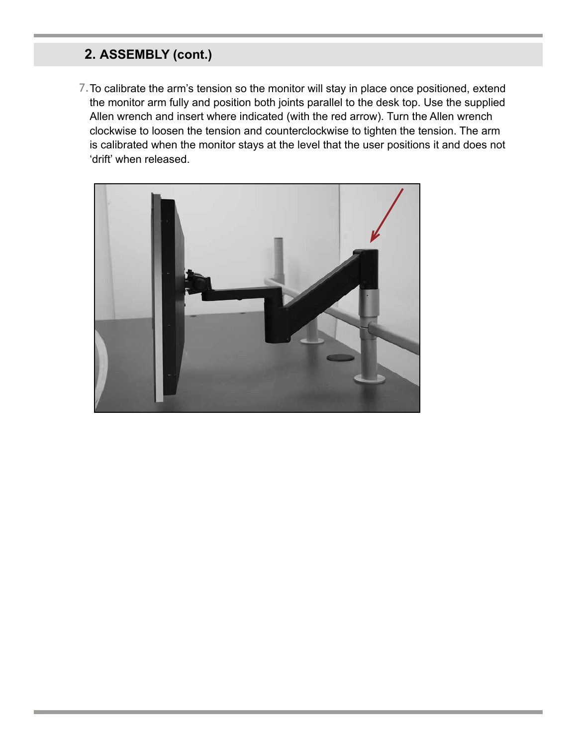## 2. ASSEMBLY (cont.)

7. To calibrate the arm's tension so the monitor will stay in place once positioned, extend the monitor arm fully and position both joints parallel to the desk top. Use the supplied Allen wrench and insert where indicated (with the red arrow). Turn the Allen wrench clockwise to loosen the tension and counterclockwise to tighten the tension. The arm is calibrated when the monitor stays at the level that the user positions it and does not 'drift' when released.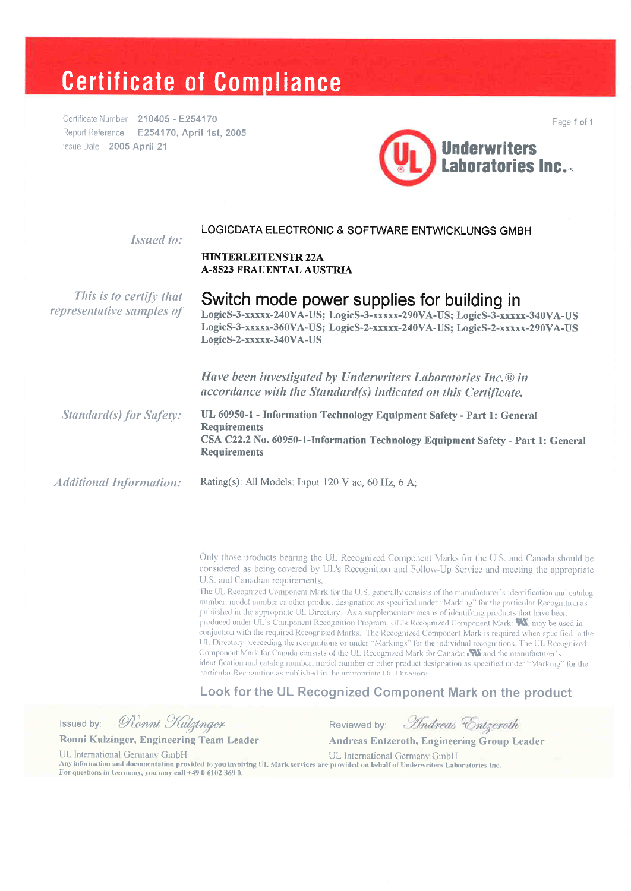# Certificate of Compliance

Certificate Number 210405 - E254170
Report Reference E254170, April 1st, 2005
Issue Date 2005 April 21

**Underwriters Laboratories Inc.**

*Issued to:*

LOGICDATA ELECTRONIC & SOFTWARE ENTWICKLUNGS GMBH

**HINTERLEITENSTR 22A**
**A-8523 FRAUENTAL AUSTRIA**

*This is to certify that representative samples of*

## Switch mode power supplies for building in

**LogicS-3-xxxxx-240VA-US; LogicS-3-xxxxx-290VA-US; LogicS-3-xxxxx-340VA-US LogicS-3-xxxxx-360VA-US; LogicS-2-xxxxx-240VA-US; LogicS-2-xxxxx-290VA-US LogicS-2-xxxxx-340VA-US**

*Have been investigated by Underwriters Laboratories Inc.® in accordance with the Standard(s) indicated on this Certificate.*

*Standard(s) for Safety:*

**UL 60950-1 - Information Technology Equipment Safety - Part 1: General Requirements**
**CSA C22.2 No. 60950-1-Information Technology Equipment Safety - Part 1: General Requirements**

*Additional Information:*

Rating(s): All Models: Input 120 V ac, 60 Hz, 6 A;

Only those products bearing the UL Recognized Component Marks for the U.S. and Canada should be considered as being covered by UL's Recognition and Follow-Up Service and meeting the appropriate U.S. and Canadian requirements.

The UL Recognized Component Mark for the U.S. generally consists of the manufacturer's identification and catalog number, model number or other product designation as specified under "Marking" for the particular Recognition as published in the appropriate UL Directory. As a supplementary means of identifying products that have been produced under UL's Component Recognition Program, UL's Recognized Component Mark: RU, may be used in conjuction with the required Recognized Marks. The Recognized Component Mark is required when specified in the UL Directory preceeding the recognitions or under "Markings" for the individual recognitions. The UL Recognized Component Mark for Canada consists of the UL Recognized Mark for Canada: cRU and the manufacturer's identification and catalog number, model number or other product designation as specified under "Marking" for the particular Recognition as published in the appropriate UL Directory.

**Look for the UL Recognized Component Mark on the product**

Issued by: *Ronni Kulzinger*
**Ronni Kulzinger, Engineering Team Leader**
UL International Germany GmbH

Reviewed by: *Andreas Entzeroth*
**Andreas Entzeroth, Engineering Group Leader**
UL International Germany GmbH

Any information and documentation provided to you involving UL Mark services are provided on behalf of Underwriters Laboratories Inc.
For questions in Germany, you may call +49 0 6102 369 0.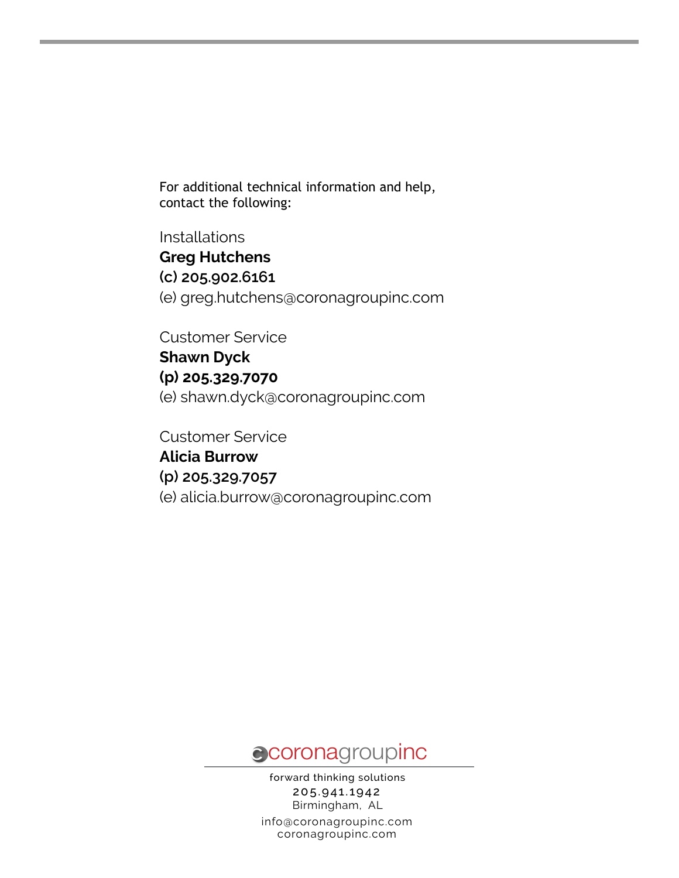For additional technical information and help, contact the following:

Installations
**Greg Hutchens**
**(c) 205.902.6161**
(e) greg.hutchens@coronagroupinc.com

Customer Service
**Shawn Dyck**
**(p) 205.329.7070**
(e) shawn.dyck@coronagroupinc.com

Customer Service
**Alicia Burrow**
**(p) 205.329.7057**
(e) alicia.burrow@coronagroupinc.com

coronagroupinc

forward thinking solutions
205.941.1942
Birmingham, AL
info@coronagroupinc.com
coronagroupinc.com